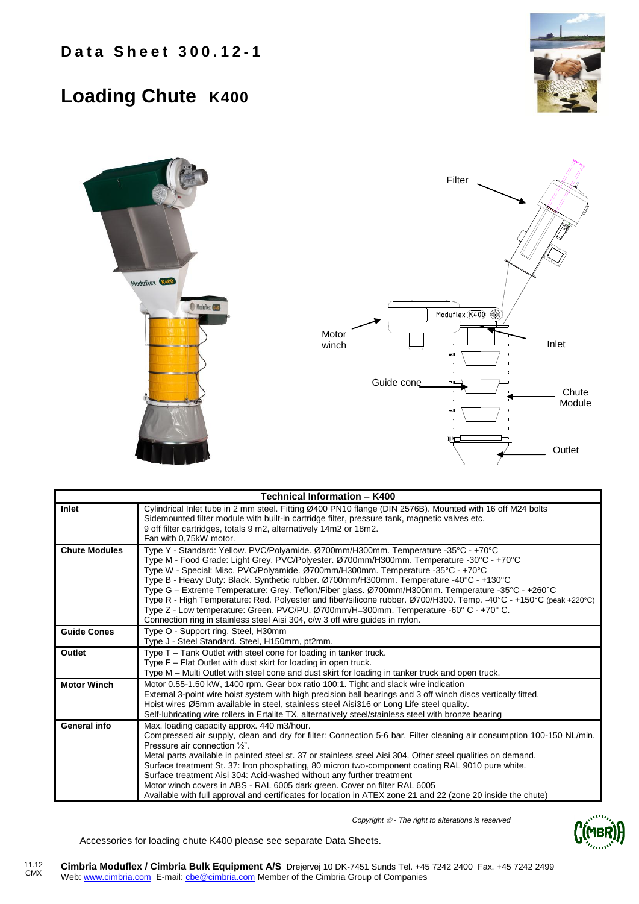# Data Sheet 300.12-1

# Loading Chute K400

Filter

Motor winch

Inlet

Guide cone

Chute Module

Outlet

| Technical Information – K400 | |
|---|---|
| **Inlet** | Cylindrical Inlet tube in 2 mm steel. Fitting Ø400 PN10 flange (DIN 2576B). Mounted with 16 off M24 bolts<br>Sidemounted filter module with built-in cartridge filter, pressure tank, magnetic valves etc.<br>9 off filter cartridges, totals 9 m2, alternatively 14m2 or 18m2.<br>Fan with 0,75kW motor. |
| **Chute Modules** | Type Y - Standard: Yellow. PVC/Polyamide. Ø700mm/H300mm. Temperature -35°C - +70°C<br>Type M - Food Grade: Light Grey. PVC/Polyester. Ø700mm/H300mm. Temperature -30°C - +70°C<br>Type W - Special: Misc. PVC/Polyamide. Ø700mm/H300mm. Temperature -35°C - +70°C<br>Type B - Heavy Duty: Black. Synthetic rubber. Ø700mm/H300mm. Temperature -40°C - +130°C<br>Type G – Extreme Temperature: Grey. Teflon/Fiber glass. Ø700mm/H300mm. Temperature -35°C - +260°C<br>Type R - High Temperature: Red. Polyester and fiber/silicone rubber. Ø700/H300. Temp. -40°C - +150°C (peak +220°C)<br>Type Z - Low temperature: Green. PVC/PU. Ø700mm/H=300mm. Temperature -60° C - +70° C.<br>Connection ring in stainless steel Aisi 304, c/w 3 off wire guides in nylon. |
| **Guide Cones** | Type O - Support ring. Steel, H30mm<br>Type J - Steel Standard. Steel, H150mm, pt2mm. |
| **Outlet** | Type T – Tank Outlet with steel cone for loading in tanker truck.<br>Type F – Flat Outlet with dust skirt for loading in open truck.<br>Type M – Multi Outlet with steel cone and dust skirt for loading in tanker truck and open truck. |
| **Motor Winch** | Motor 0.55-1.50 kW, 1400 rpm. Gear box ratio 100:1. Tight and slack wire indication<br>External 3-point wire hoist system with high precision ball bearings and 3 off winch discs vertically fitted.<br>Hoist wires Ø5mm available in steel, stainless steel Aisi316 or Long Life steel quality.<br>Self-lubricating wire rollers in Ertalite TX, alternatively steel/stainless steel with bronze bearing |
| **General info** | Max. loading capacity approx. 440 m3/hour.<br>Compressed air supply, clean and dry for filter: Connection 5-6 bar. Filter cleaning air consumption 100-150 NL/min.<br>Pressure air connection ½".<br>Metal parts available in painted steel st. 37 or stainless steel Aisi 304. Other steel qualities on demand.<br>Surface treatment St. 37: Iron phosphating, 80 micron two-component coating RAL 9010 pure white.<br>Surface treatment Aisi 304: Acid-washed without any further treatment<br>Motor winch covers in ABS - RAL 6005 dark green. Cover on filter RAL 6005<br>Available with full approval and certificates for location in ATEX zone 21 and 22 (zone 20 inside the chute) |

*Copyright © - The right to alterations is reserved*

Accessories for loading chute K400 please see separate Data Sheets.

11.12 CMX

**Cimbria Moduflex / Cimbria Bulk Equipment A/S** Drejervej 10 DK-7451 Sunds Tel. +45 7242 2400 Fax. +45 7242 2499
Web: www.cimbria.com E-mail: cbe@cimbria.com Member of the Cimbria Group of Companies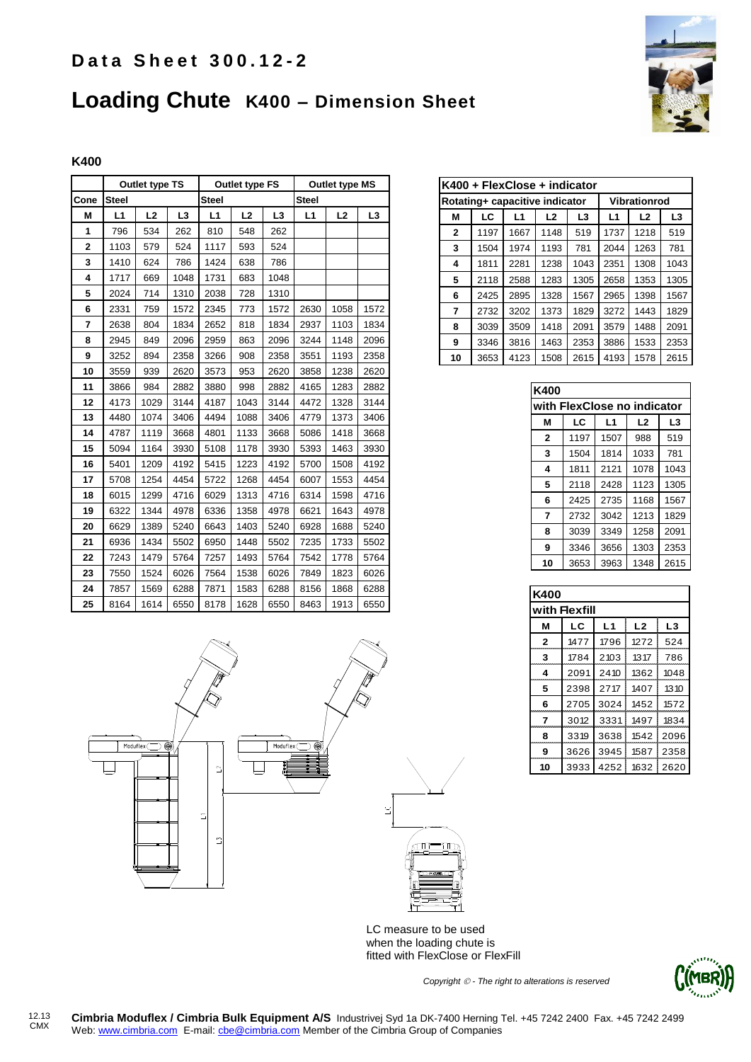# Data Sheet 300.12-2

# Loading Chute K400 – Dimension Sheet

### K400

| | Outlet type TS | | | Outlet type FS | | | Outlet type MS | | |
|---|---|---|---|---|---|---|---|---|---|
| **Cone** | **Steel** | | | **Steel** | | | **Steel** | | |
| **M** | **L1** | **L2** | **L3** | **L1** | **L2** | **L3** | **L1** | **L2** | **L3** |
| **1** | 796 | 534 | 262 | 810 | 548 | 262 | | | |
| **2** | 1103 | 579 | 524 | 1117 | 593 | 524 | | | |
| **3** | 1410 | 624 | 786 | 1424 | 638 | 786 | | | |
| **4** | 1717 | 669 | 1048 | 1731 | 683 | 1048 | | | |
| **5** | 2024 | 714 | 1310 | 2038 | 728 | 1310 | | | |
| **6** | 2331 | 759 | 1572 | 2345 | 773 | 1572 | 2630 | 1058 | 1572 |
| **7** | 2638 | 804 | 1834 | 2652 | 818 | 1834 | 2937 | 1103 | 1834 |
| **8** | 2945 | 849 | 2096 | 2959 | 863 | 2096 | 3244 | 1148 | 2096 |
| **9** | 3252 | 894 | 2358 | 3266 | 908 | 2358 | 3551 | 1193 | 2358 |
| **10** | 3559 | 939 | 2620 | 3573 | 953 | 2620 | 3858 | 1238 | 2620 |
| **11** | 3866 | 984 | 2882 | 3880 | 998 | 2882 | 4165 | 1283 | 2882 |
| **12** | 4173 | 1029 | 3144 | 4187 | 1043 | 3144 | 4472 | 1328 | 3144 |
| **13** | 4480 | 1074 | 3406 | 4494 | 1088 | 3406 | 4779 | 1373 | 3406 |
| **14** | 4787 | 1119 | 3668 | 4801 | 1133 | 3668 | 5086 | 1418 | 3668 |
| **15** | 5094 | 1164 | 3930 | 5108 | 1178 | 3930 | 5393 | 1463 | 3930 |
| **16** | 5401 | 1209 | 4192 | 5415 | 1223 | 4192 | 5700 | 1508 | 4192 |
| **17** | 5708 | 1254 | 4454 | 5722 | 1268 | 4454 | 6007 | 1553 | 4454 |
| **18** | 6015 | 1299 | 4716 | 6029 | 1313 | 4716 | 6314 | 1598 | 4716 |
| **19** | 6322 | 1344 | 4978 | 6336 | 1358 | 4978 | 6621 | 1643 | 4978 |
| **20** | 6629 | 1389 | 5240 | 6643 | 1403 | 5240 | 6928 | 1688 | 5240 |
| **21** | 6936 | 1434 | 5502 | 6950 | 1448 | 5502 | 7235 | 1733 | 5502 |
| **22** | 7243 | 1479 | 5764 | 7257 | 1493 | 5764 | 7542 | 1778 | 5764 |
| **23** | 7550 | 1524 | 6026 | 7564 | 1538 | 6026 | 7849 | 1823 | 6026 |
| **24** | 7857 | 1569 | 6288 | 7871 | 1583 | 6288 | 8156 | 1868 | 6288 |
| **25** | 8164 | 1614 | 6550 | 8178 | 1628 | 6550 | 8463 | 1913 | 6550 |

| K400 + FlexClose + indicator | | | | | | | |
|---|---|---|---|---|---|---|---|
| **Rotating+ capacitive indicator** | | | | | **Vibrationrod** | | |
| **M** | **LC** | **L1** | **L2** | **L3** | **L1** | **L2** | **L3** |
| **2** | 1197 | 1667 | 1148 | 519 | 1737 | 1218 | 519 |
| **3** | 1504 | 1974 | 1193 | 781 | 2044 | 1263 | 781 |
| **4** | 1811 | 2281 | 1238 | 1043 | 2351 | 1308 | 1043 |
| **5** | 2118 | 2588 | 1283 | 1305 | 2658 | 1353 | 1305 |
| **6** | 2425 | 2895 | 1328 | 1567 | 2965 | 1398 | 1567 |
| **7** | 2732 | 3202 | 1373 | 1829 | 3272 | 1443 | 1829 |
| **8** | 3039 | 3509 | 1418 | 2091 | 3579 | 1488 | 2091 |
| **9** | 3346 | 3816 | 1463 | 2353 | 3886 | 1533 | 2353 |
| **10** | 3653 | 4123 | 1508 | 2615 | 4193 | 1578 | 2615 |

| K400 | | | |
|---|---|---|---|
| **with FlexClose no indicator** | | | |
| **M** | **LC** | **L1** | **L2** | **L3** |
| **2** | 1197 | 1507 | 988 | 519 |
| **3** | 1504 | 1814 | 1033 | 781 |
| **4** | 1811 | 2121 | 1078 | 1043 |
| **5** | 2118 | 2428 | 1123 | 1305 |
| **6** | 2425 | 2735 | 1168 | 1567 |
| **7** | 2732 | 3042 | 1213 | 1829 |
| **8** | 3039 | 3349 | 1258 | 2091 |
| **9** | 3346 | 3656 | 1303 | 2353 |
| **10** | 3653 | 3963 | 1348 | 2615 |

| K400 | | | | |
|---|---|---|---|---|
| **with Flexfill** | | | | |
| **M** | **LC** | **L1** | **L2** | **L3** |
| **2** | 1477 | 1796 | 1272 | 524 |
| **3** | 1784 | 2103 | 1317 | 786 |
| **4** | 2091 | 2410 | 1362 | 1048 |
| **5** | 2398 | 2717 | 1407 | 1310 |
| **6** | 2705 | 3024 | 1452 | 1572 |
| **7** | 3012 | 3331 | 1497 | 1834 |
| **8** | 3319 | 3638 | 1542 | 2096 |
| **9** | 3626 | 3945 | 1587 | 2358 |
| **10** | 3933 | 4252 | 1632 | 2620 |

Moduflex

Moduflex

L2

L1

L3

LC

LC measure to be used when the loading chute is fitted with FlexClose or FlexFill

*Copyright © - The right to alterations is reserved*

12.13 CMX

**Cimbria Moduflex / Cimbria Bulk Equipment A/S** Industrivej Syd 1a DK-7400 Herning Tel. +45 7242 2400 Fax. +45 7242 2499
Web: www.cimbria.com E-mail: cbe@cimbria.com Member of the Cimbria Group of Companies